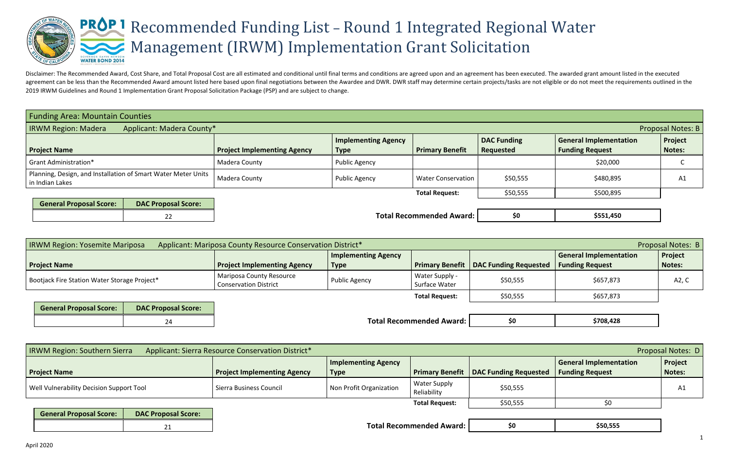# Recommended Funding List – Round 1 Integrated Regional Water Management (IRWM) Implementation Grant Solicitation

Disclaimer: The Recommended Award, Cost Share, and Total Proposal Cost are all estimated and conditional until final terms and conditions are agreed upon and an agreement has been executed. The awarded grant amount listed in the executed agreement can be less than the Recommended Award amount listed here based upon final negotiations between the Awardee and DWR. DWR staff may determine certain projects/tasks are not eligible or do not meet the requirements outlined in the 2019 IRWM Guidelines and Round 1 Implementation Grant Proposal Solicitation Package (PSP) and are subject to change.

## Funding Area: Mountain Counties

**IRWM Region: Madera** — **Applicant: Madera County*** — Proposal Notes: B

| Project Name | Project Implementing Agency | Implementing Agency Type | Primary Benefit | DAC Funding Requested | General Implementation Funding Request | Project Notes: |
|---|---|---|---|---|---|---|
| Grant Administration* | Madera County | Public Agency | | | $20,000 | C |
| Planning, Design, and Installation of Smart Water Meter Units in Indian Lakes | Madera County | Public Agency | Water Conservation | $50,555 | $480,895 | A1 |
| | | | **Total Request:** | $50,555 | $500,895 | |
| | | | **Total Recommended Award:** | **$0** | **$551,450** | |

| General Proposal Score: | DAC Proposal Score: |
|---|---|
| | 22 |

**IRWM Region: Yosemite Mariposa** — **Applicant: Mariposa County Resource Conservation District*** — Proposal Notes: B

| Project Name | Project Implementing Agency | Implementing Agency Type | Primary Benefit | DAC Funding Requested | General Implementation Funding Request | Project Notes: |
|---|---|---|---|---|---|---|
| Bootjack Fire Station Water Storage Project* | Mariposa County Resource Conservation District | Public Agency | Water Supply - Surface Water | $50,555 | $657,873 | A2, C |
| | | | **Total Request:** | $50,555 | $657,873 | |
| | | | **Total Recommended Award:** | **$0** | **$708,428** | |

| General Proposal Score: | DAC Proposal Score: |
|---|---|
| | 24 |

**IRWM Region: Southern Sierra** — **Applicant: Sierra Resource Conservation District*** — Proposal Notes: D

| Project Name | Project Implementing Agency | Implementing Agency Type | Primary Benefit | DAC Funding Requested | General Implementation Funding Request | Project Notes: |
|---|---|---|---|---|---|---|
| Well Vulnerability Decision Support Tool | Sierra Business Council | Non Profit Organization | Water Supply Reliability | $50,555 | | A1 |
| | | | **Total Request:** | $50,555 | $0 | |
| | | | **Total Recommended Award:** | **$0** | **$50,555** | |

| General Proposal Score: | DAC Proposal Score: |
|---|---|
| | 21 |

April 2020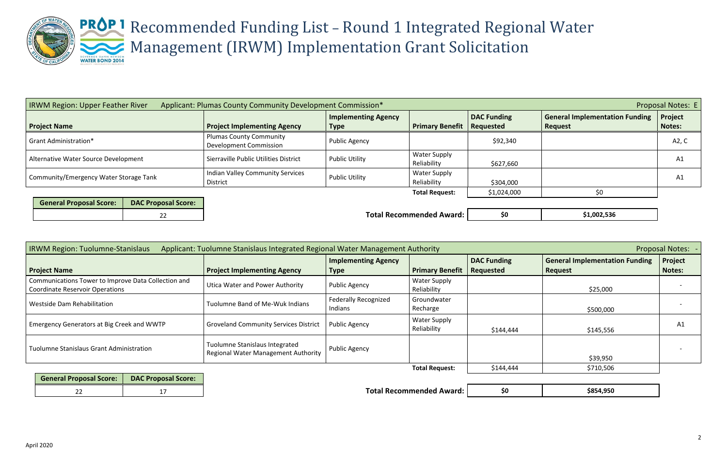# Recommended Funding List – Round 1 Integrated Regional Water Management (IRWM) Implementation Grant Solicitation

**IRWM Region: Upper Feather River** | **Applicant: Plumas County Community Development Commission*** | **Proposal Notes: E**

| Project Name | Project Implementing Agency | Implementing Agency Type | Primary Benefit | DAC Funding Requested | General Implementation Funding Request | Project Notes: |
|---|---|---|---|---|---|---|
| Grant Administration* | Plumas County Community Development Commission | Public Agency | | $92,340 | | A2, C |
| Alternative Water Source Development | Sierraville Public Utilities District | Public Utility | Water Supply Reliability | $627,660 | | A1 |
| Community/Emergency Water Storage Tank | Indian Valley Community Services District | Public Utility | Water Supply Reliability | $304,000 | | A1 |
| | | | **Total Request:** | $1,024,000 | $0 | |
| | | | **Total Recommended Award:** | **$0** | **$1,002,536** | |

| General Proposal Score: | DAC Proposal Score: |
|---|---|
| | 22 |

**IRWM Region: Tuolumne-Stanislaus** | **Applicant: Tuolumne Stanislaus Integrated Regional Water Management Authority** | **Proposal Notes: -**

| Project Name | Project Implementing Agency | Implementing Agency Type | Primary Benefit | DAC Funding Requested | General Implementation Funding Request | Project Notes: |
|---|---|---|---|---|---|---|
| Communications Tower to Improve Data Collection and Coordinate Reservoir Operations | Utica Water and Power Authority | Public Agency | Water Supply Reliability | | $25,000 | - |
| Westside Dam Rehabilitation | Tuolumne Band of Me-Wuk Indians | Federally Recognized Indians | Groundwater Recharge | | $500,000 | - |
| Emergency Generators at Big Creek and WWTP | Groveland Community Services District | Public Agency | Water Supply Reliability | $144,444 | $145,556 | A1 |
| Tuolumne Stanislaus Grant Administration | Tuolumne Stanislaus Integrated Regional Water Management Authority | Public Agency | | | $39,950 | - |
| | | | **Total Request:** | $144,444 | $710,506 | |
| | | | **Total Recommended Award:** | **$0** | **$854,950** | |

| General Proposal Score: | DAC Proposal Score: |
|---|---|
| 22 | 17 |

April 2020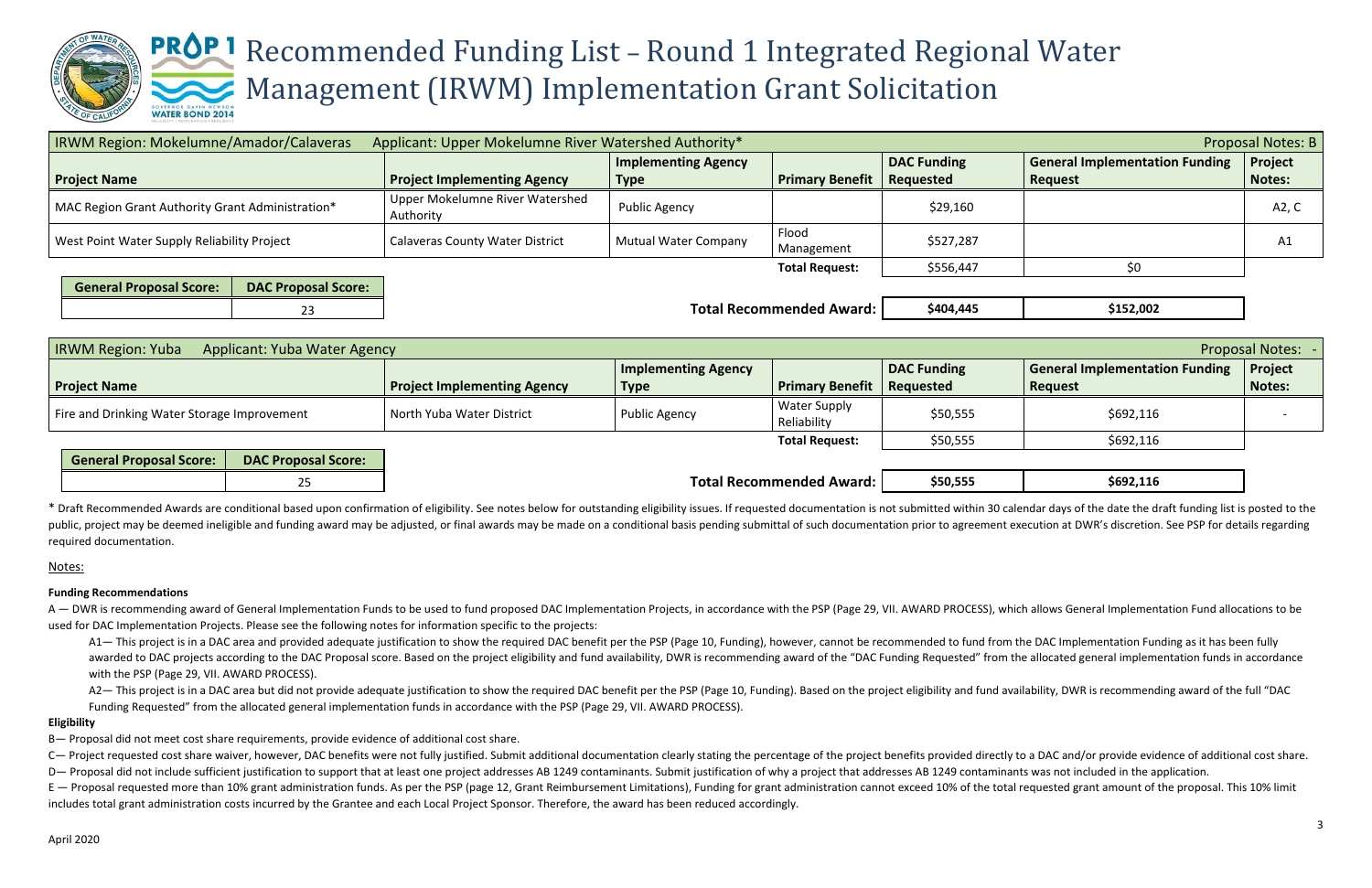# Recommended Funding List – Round 1 Integrated Regional Water Management (IRWM) Implementation Grant Solicitation

| IRWM Region: Mokelumne/Amador/Calaveras | Applicant: Upper Mokelumne River Watershed Authority* | | | | | Proposal Notes: B |
|---|---|---|---|---|---|---|
| **Project Name** | **Project Implementing Agency** | **Implementing Agency Type** | **Primary Benefit** | **DAC Funding Requested** | **General Implementation Funding Request** | **Project Notes:** |
| MAC Region Grant Authority Grant Administration* | Upper Mokelumne River Watershed Authority | Public Agency | | $29,160 | | A2, C |
| West Point Water Supply Reliability Project | Calaveras County Water District | Mutual Water Company | Flood Management | $527,287 | | A1 |
| | | | **Total Request:** | $556,447 | $0 | |
| | | | **Total Recommended Award:** | **$404,445** | **$152,002** | |

| General Proposal Score: | DAC Proposal Score: |
|---|---|
| | 23 |

| IRWM Region: Yuba | Applicant: Yuba Water Agency | | | | | Proposal Notes: - |
|---|---|---|---|---|---|---|
| **Project Name** | **Project Implementing Agency** | **Implementing Agency Type** | **Primary Benefit** | **DAC Funding Requested** | **General Implementation Funding Request** | **Project Notes:** |
| Fire and Drinking Water Storage Improvement | North Yuba Water District | Public Agency | Water Supply Reliability | $50,555 | $692,116 | - |
| | | | **Total Request:** | $50,555 | $692,116 | |
| | | | **Total Recommended Award:** | **$50,555** | **$692,116** | |

| General Proposal Score: | DAC Proposal Score: |
|---|---|
| | 25 |

* Draft Recommended Awards are conditional based upon confirmation of eligibility. See notes below for outstanding eligibility issues. If requested documentation is not submitted within 30 calendar days of the date the draft funding list is posted to the public, project may be deemed ineligible and funding award may be adjusted, or final awards may be made on a conditional basis pending submittal of such documentation prior to agreement execution at DWR's discretion. See PSP for details regarding required documentation.

Notes:

**Funding Recommendations**

A — DWR is recommending award of General Implementation Funds to be used to fund proposed DAC Implementation Projects, in accordance with the PSP (Page 29, VII. AWARD PROCESS), which allows General Implementation Fund allocations to be used for DAC Implementation Projects. Please see the following notes for information specific to the projects:

A1— This project is in a DAC area and provided adequate justification to show the required DAC benefit per the PSP (Page 10, Funding), however, cannot be recommended to fund from the DAC Implementation Funding as it has been fully awarded to DAC projects according to the DAC Proposal score. Based on the project eligibility and fund availability, DWR is recommending award of the "DAC Funding Requested" from the allocated general implementation funds in accordance with the PSP (Page 29, VII. AWARD PROCESS).

A2— This project is in a DAC area but did not provide adequate justification to show the required DAC benefit per the PSP (Page 10, Funding). Based on the project eligibility and fund availability, DWR is recommending award of the full "DAC Funding Requested" from the allocated general implementation funds in accordance with the PSP (Page 29, VII. AWARD PROCESS).

**Eligibility**

B— Proposal did not meet cost share requirements, provide evidence of additional cost share.

C— Project requested cost share waiver, however, DAC benefits were not fully justified. Submit additional documentation clearly stating the percentage of the project benefits provided directly to a DAC and/or provide evidence of additional cost share.

D— Proposal did not include sufficient justification to support that at least one project addresses AB 1249 contaminants. Submit justification of why a project that addresses AB 1249 contaminants was not included in the application.

E — Proposal requested more than 10% grant administration funds. As per the PSP (page 12, Grant Reimbursement Limitations), Funding for grant administration cannot exceed 10% of the total requested grant amount of the proposal. This 10% limit includes total grant administration costs incurred by the Grantee and each Local Project Sponsor. Therefore, the award has been reduced accordingly.

April 2020